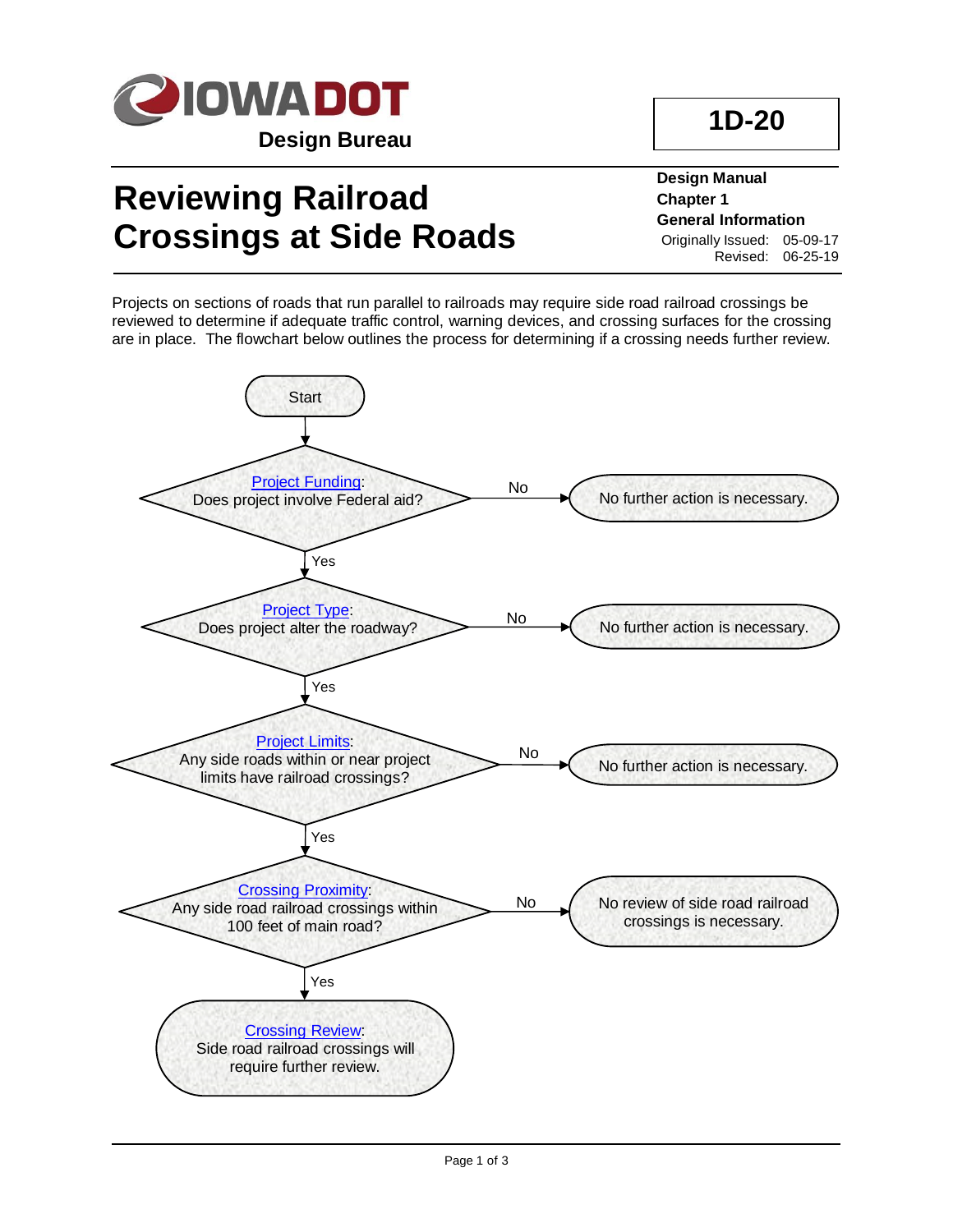**Iowa DOT Design Bureau**

**1D-20**

# Reviewing Railroad Crossings at Side Roads

**Design Manual**
**Chapter 1**
**General Information**
Originally Issued: 05-09-17
Revised: 06-25-19

Projects on sections of roads that run parallel to railroads may require side road railroad crossings be reviewed to determine if adequate traffic control, warning devices, and crossing surfaces for the crossing are in place. The flowchart below outlines the process for determining if a crossing needs further review.

Start

**Project Funding**: Does project involve Federal aid?
- No → No further action is necessary.
- Yes ↓

**Project Type**: Does project alter the roadway?
- No → No further action is necessary.
- Yes ↓

**Project Limits**: Any side roads within or near project limits have railroad crossings?
- No → No further action is necessary.
- Yes ↓

**Crossing Proximity**: Any side road railroad crossings within 100 feet of main road?
- No → No review of side road railroad crossings is necessary.
- Yes ↓

**Crossing Review**: Side road railroad crossings will require further review.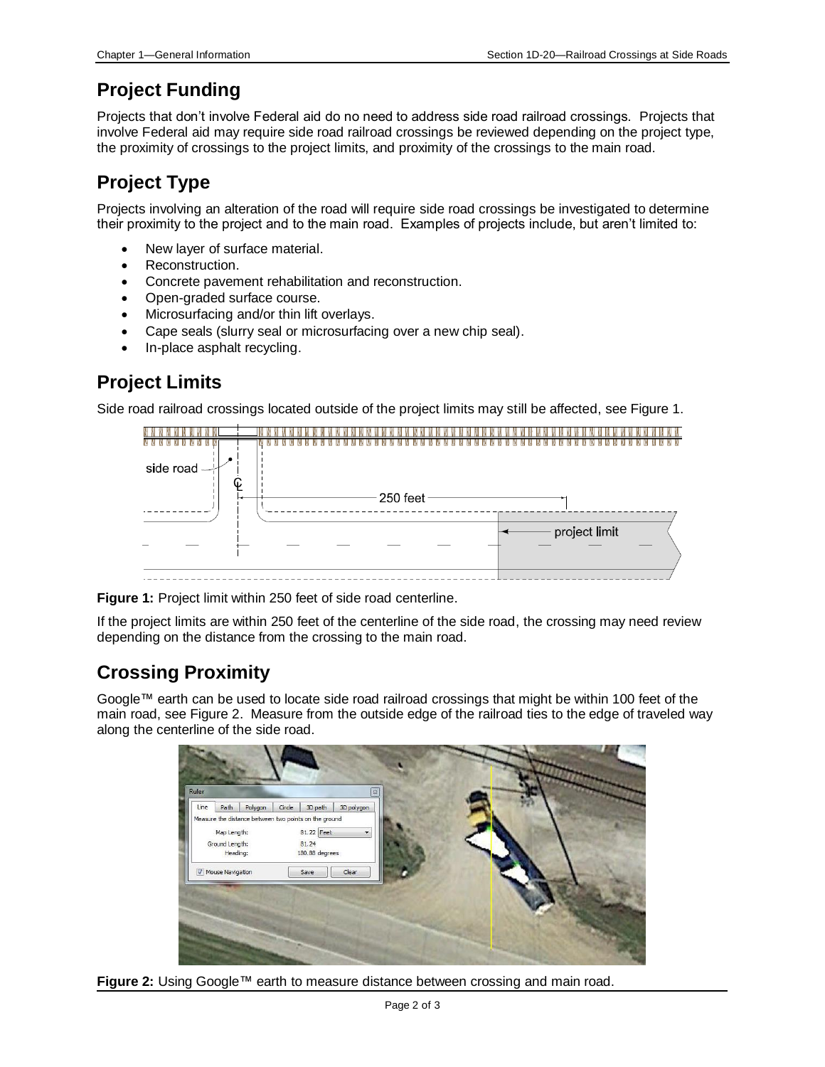## Project Funding

Projects that don't involve Federal aid do no need to address side road railroad crossings. Projects that involve Federal aid may require side road railroad crossings be reviewed depending on the project type, the proximity of crossings to the project limits, and proximity of the crossings to the main road.

## Project Type

Projects involving an alteration of the road will require side road crossings be investigated to determine their proximity to the project and to the main road. Examples of projects include, but aren't limited to:

- New layer of surface material.
- Reconstruction.
- Concrete pavement rehabilitation and reconstruction.
- Open-graded surface course.
- Microsurfacing and/or thin lift overlays.
- Cape seals (slurry seal or microsurfacing over a new chip seal).
- In-place asphalt recycling.

## Project Limits

Side road railroad crossings located outside of the project limits may still be affected, see Figure 1.

**Figure 1:** Project limit within 250 feet of side road centerline.

If the project limits are within 250 feet of the centerline of the side road, the crossing may need review depending on the distance from the crossing to the main road.

## Crossing Proximity

Google™ earth can be used to locate side road railroad crossings that might be within 100 feet of the main road, see Figure 2. Measure from the outside edge of the railroad ties to the edge of traveled way along the centerline of the side road.

**Figure 2:** Using Google™ earth to measure distance between crossing and main road.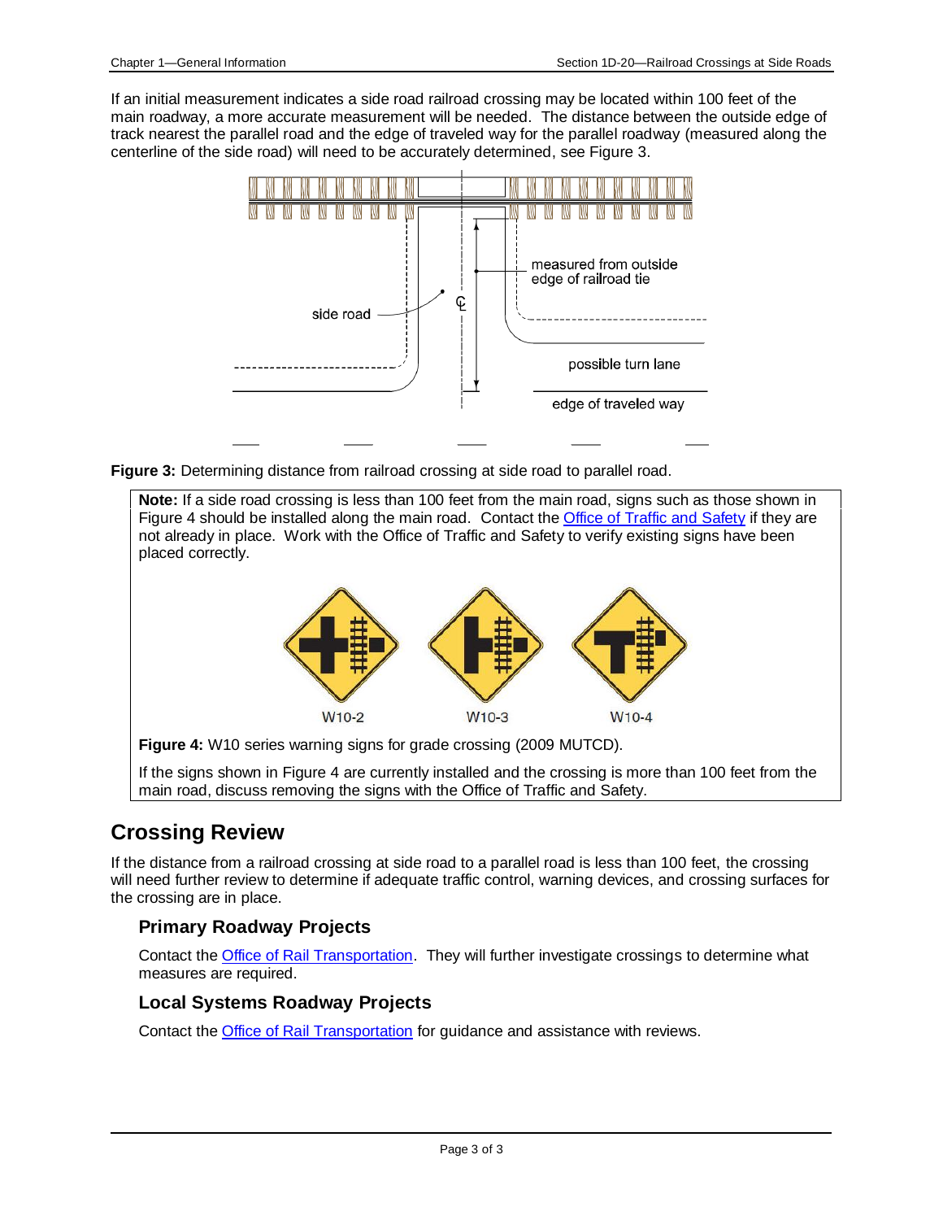If an initial measurement indicates a side road railroad crossing may be located within 100 feet of the main roadway, a more accurate measurement will be needed. The distance between the outside edge of track nearest the parallel road and the edge of traveled way for the parallel roadway (measured along the centerline of the side road) will need to be accurately determined, see Figure 3.

**Figure 3:** Determining distance from railroad crossing at side road to parallel road.

> **Note:** If a side road crossing is less than 100 feet from the main road, signs such as those shown in Figure 4 should be installed along the main road. Contact the Office of Traffic and Safety if they are not already in place. Work with the Office of Traffic and Safety to verify existing signs have been placed correctly.
>
> **Figure 4:** W10 series warning signs for grade crossing (2009 MUTCD).
>
> If the signs shown in Figure 4 are currently installed and the crossing is more than 100 feet from the main road, discuss removing the signs with the Office of Traffic and Safety.

## Crossing Review

If the distance from a railroad crossing at side road to a parallel road is less than 100 feet, the crossing will need further review to determine if adequate traffic control, warning devices, and crossing surfaces for the crossing are in place.

### Primary Roadway Projects

Contact the Office of Rail Transportation. They will further investigate crossings to determine what measures are required.

### Local Systems Roadway Projects

Contact the Office of Rail Transportation for guidance and assistance with reviews.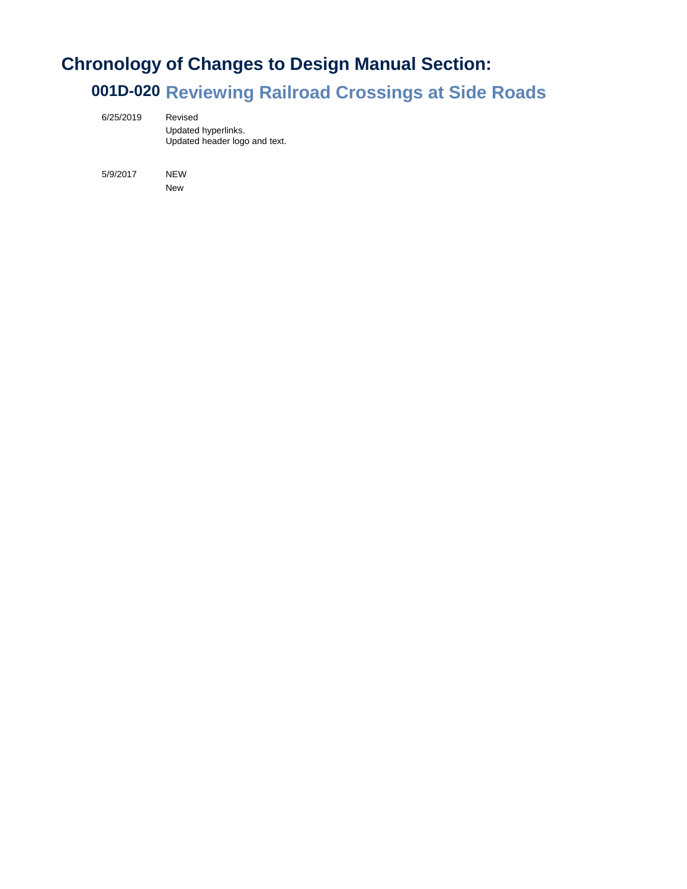# Chronology of Changes to Design Manual Section:

## 001D-020 Reviewing Railroad Crossings at Side Roads

| | | |
|---|---|---|
| 6/25/2019 | Revised | Updated hyperlinks.<br>Updated header logo and text. |
| 5/9/2017 | NEW | New |